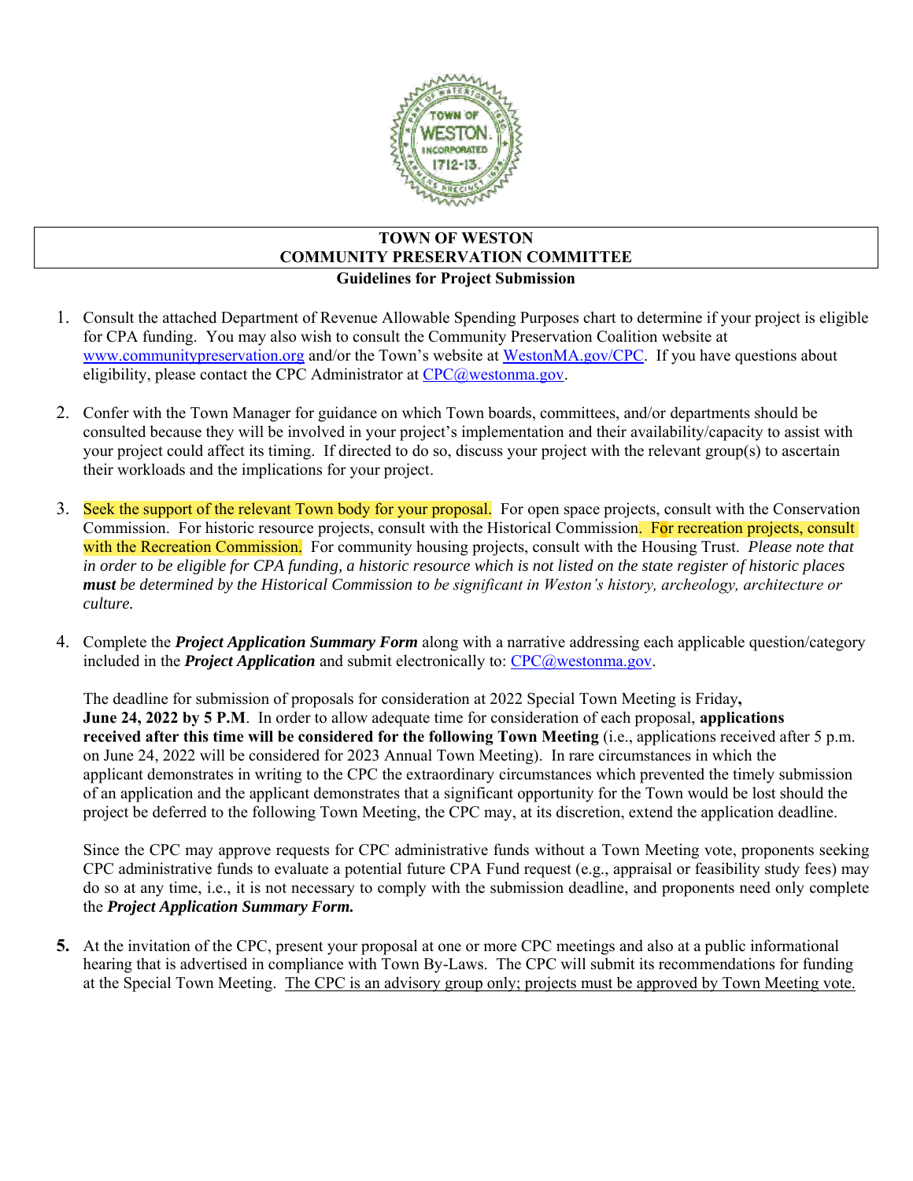# TOWN OF WESTON
## COMMUNITY PRESERVATION COMMITTEE
### Guidelines for Project Submission

1. Consult the attached Department of Revenue Allowable Spending Purposes chart to determine if your project is eligible for CPA funding. You may also wish to consult the Community Preservation Coalition website at www.communitypreservation.org and/or the Town's website at WestonMA.gov/CPC. If you have questions about eligibility, please contact the CPC Administrator at CPC@westonma.gov.

2. Confer with the Town Manager for guidance on which Town boards, committees, and/or departments should be consulted because they will be involved in your project's implementation and their availability/capacity to assist with your project could affect its timing. If directed to do so, discuss your project with the relevant group(s) to ascertain their workloads and the implications for your project.

3. Seek the support of the relevant Town body for your proposal. For open space projects, consult with the Conservation Commission. For historic resource projects, consult with the Historical Commission. For recreation projects, consult with the Recreation Commission. For community housing projects, consult with the Housing Trust. *Please note that in order to be eligible for CPA funding, a historic resource which is not listed on the state register of historic places **must** be determined by the Historical Commission to be significant in Weston's history, archeology, architecture or culture.*

4. Complete the ***Project Application Summary Form*** along with a narrative addressing each applicable question/category included in the ***Project Application*** and submit electronically to: CPC@westonma.gov.

   The deadline for submission of proposals for consideration at 2022 Special Town Meeting is Friday**, June 24, 2022 by 5 P.M**. In order to allow adequate time for consideration of each proposal, **applications received after this time will be considered for the following Town Meeting** (i.e., applications received after 5 p.m. on June 24, 2022 will be considered for 2023 Annual Town Meeting). In rare circumstances in which the applicant demonstrates in writing to the CPC the extraordinary circumstances which prevented the timely submission of an application and the applicant demonstrates that a significant opportunity for the Town would be lost should the project be deferred to the following Town Meeting, the CPC may, at its discretion, extend the application deadline.

   Since the CPC may approve requests for CPC administrative funds without a Town Meeting vote, proponents seeking CPC administrative funds to evaluate a potential future CPA Fund request (e.g., appraisal or feasibility study fees) may do so at any time, i.e., it is not necessary to comply with the submission deadline, and proponents need only complete the ***Project Application Summary Form.***

5. At the invitation of the CPC, present your proposal at one or more CPC meetings and also at a public informational hearing that is advertised in compliance with Town By-Laws. The CPC will submit its recommendations for funding at the Special Town Meeting. The CPC is an advisory group only; projects must be approved by Town Meeting vote.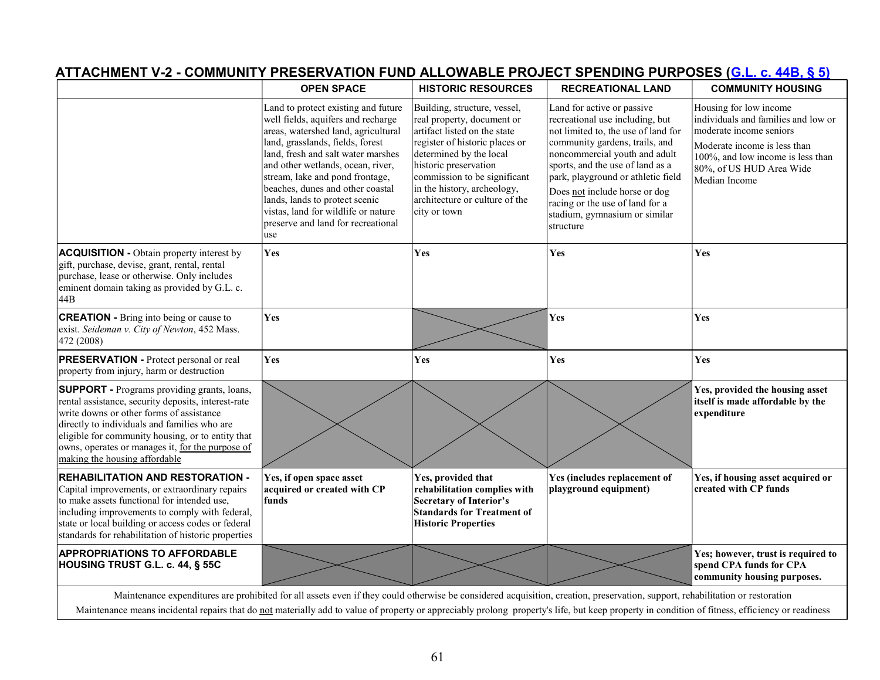## ATTACHMENT V-2 - COMMUNITY PRESERVATION FUND ALLOWABLE PROJECT SPENDING PURPOSES ([G.L. c. 44B, § 5](#))

| | OPEN SPACE | HISTORIC RESOURCES | RECREATIONAL LAND | COMMUNITY HOUSING |
|---|---|---|---|---|
| | Land to protect existing and future well fields, aquifers and recharge areas, watershed land, agricultural land, grasslands, fields, forest land, fresh and salt water marshes and other wetlands, ocean, river, stream, lake and pond frontage, beaches, dunes and other coastal lands, lands to protect scenic vistas, land for wildlife or nature preserve and land for recreational use | Building, structure, vessel, real property, document or artifact listed on the state register of historic places or determined by the local historic preservation commission to be significant in the history, archeology, architecture or culture of the city or town | Land for active or passive recreational use including, but not limited to, the use of land for community gardens, trails, and noncommercial youth and adult sports, and the use of land as a park, playground or athletic field<br>Does not include horse or dog racing or the use of land for a stadium, gymnasium or similar structure | Housing for low income individuals and families and low or moderate income seniors<br>Moderate income is less than 100%, and low income is less than 80%, of US HUD Area Wide Median Income |
| **ACQUISITION -** Obtain property interest by gift, purchase, devise, grant, rental, rental purchase, lease or otherwise. Only includes eminent domain taking as provided by G.L. c. 44B | **Yes** | **Yes** | **Yes** | **Yes** |
| **CREATION -** Bring into being or cause to exist. *Seideman v. City of Newton*, 452 Mass. 472 (2008) | **Yes** | | **Yes** | **Yes** |
| **PRESERVATION -** Protect personal or real property from injury, harm or destruction | **Yes** | **Yes** | **Yes** | **Yes** |
| **SUPPORT -** Programs providing grants, loans, rental assistance, security deposits, interest-rate write downs or other forms of assistance directly to individuals and families who are eligible for community housing, or to entity that owns, operates or manages it, for the purpose of making the housing affordable | | | | **Yes, provided the housing asset itself is made affordable by the expenditure** |
| **REHABILITATION AND RESTORATION -** Capital improvements, or extraordinary repairs to make assets functional for intended use, including improvements to comply with federal, state or local building or access codes or federal standards for rehabilitation of historic properties | **Yes, if open space asset acquired or created with CP funds** | **Yes, provided that rehabilitation complies with Secretary of Interior's Standards for Treatment of Historic Properties** | **Yes (includes replacement of playground equipment)** | **Yes, if housing asset acquired or created with CP funds** |
| **APPROPRIATIONS TO AFFORDABLE HOUSING TRUST G.L. c. 44, § 55C** | | | | **Yes; however, trust is required to spend CPA funds for CPA community housing purposes.** |

Maintenance expenditures are prohibited for all assets even if they could otherwise be considered acquisition, creation, preservation, support, rehabilitation or restoration

Maintenance means incidental repairs that do not materially add to value of property or appreciably prolong property's life, but keep property in condition of fitness, efficiency or readiness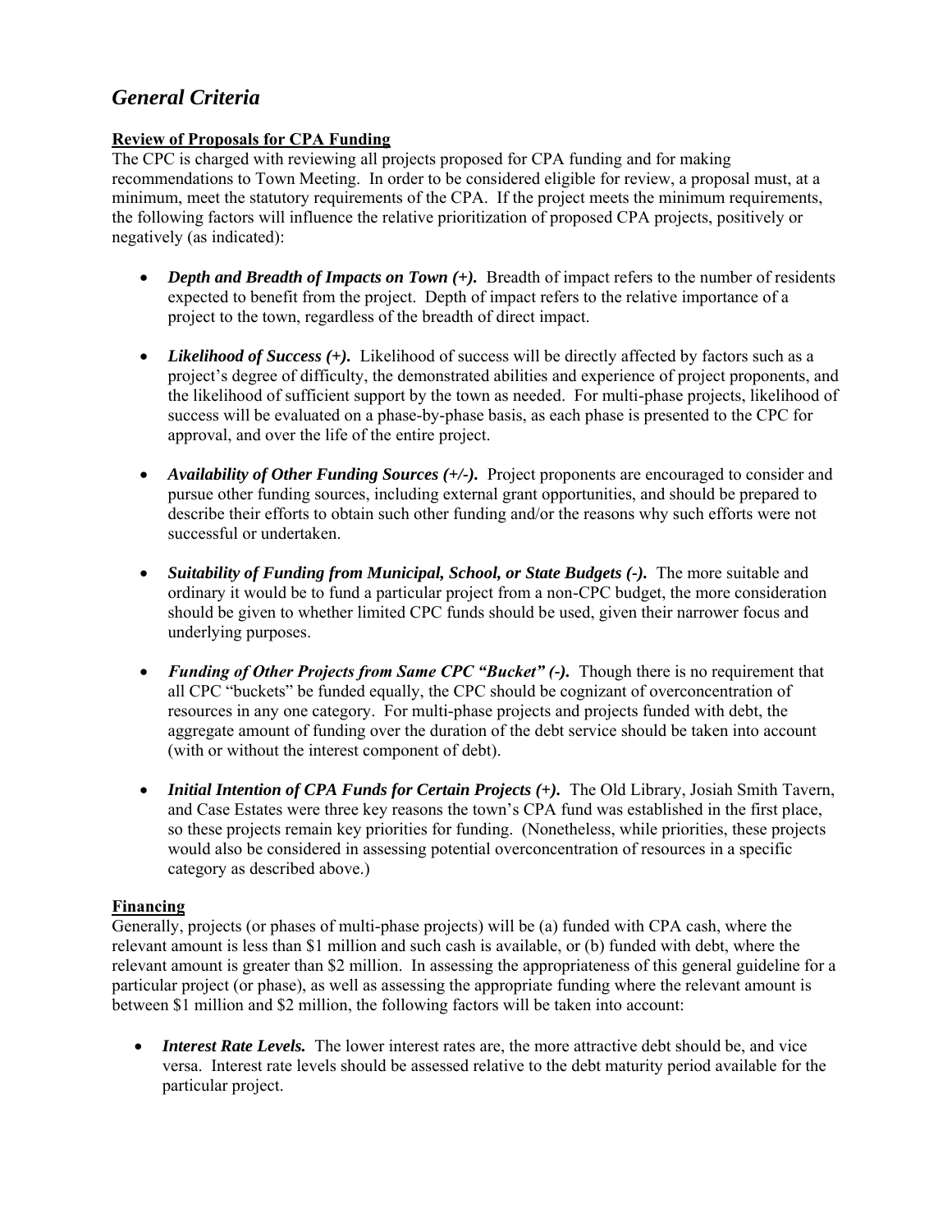# *General Criteria*

**Review of Proposals for CPA Funding**

The CPC is charged with reviewing all projects proposed for CPA funding and for making recommendations to Town Meeting. In order to be considered eligible for review, a proposal must, at a minimum, meet the statutory requirements of the CPA. If the project meets the minimum requirements, the following factors will influence the relative prioritization of proposed CPA projects, positively or negatively (as indicated):

- ***Depth and Breadth of Impacts on Town (+).*** Breadth of impact refers to the number of residents expected to benefit from the project. Depth of impact refers to the relative importance of a project to the town, regardless of the breadth of direct impact.

- ***Likelihood of Success (+).*** Likelihood of success will be directly affected by factors such as a project's degree of difficulty, the demonstrated abilities and experience of project proponents, and the likelihood of sufficient support by the town as needed. For multi-phase projects, likelihood of success will be evaluated on a phase-by-phase basis, as each phase is presented to the CPC for approval, and over the life of the entire project.

- ***Availability of Other Funding Sources (+/-).*** Project proponents are encouraged to consider and pursue other funding sources, including external grant opportunities, and should be prepared to describe their efforts to obtain such other funding and/or the reasons why such efforts were not successful or undertaken.

- ***Suitability of Funding from Municipal, School, or State Budgets (-).*** The more suitable and ordinary it would be to fund a particular project from a non-CPC budget, the more consideration should be given to whether limited CPC funds should be used, given their narrower focus and underlying purposes.

- ***Funding of Other Projects from Same CPC "Bucket" (-).*** Though there is no requirement that all CPC "buckets" be funded equally, the CPC should be cognizant of overconcentration of resources in any one category. For multi-phase projects and projects funded with debt, the aggregate amount of funding over the duration of the debt service should be taken into account (with or without the interest component of debt).

- ***Initial Intention of CPA Funds for Certain Projects (+).*** The Old Library, Josiah Smith Tavern, and Case Estates were three key reasons the town's CPA fund was established in the first place, so these projects remain key priorities for funding. (Nonetheless, while priorities, these projects would also be considered in assessing potential overconcentration of resources in a specific category as described above.)

**Financing**

Generally, projects (or phases of multi-phase projects) will be (a) funded with CPA cash, where the relevant amount is less than $1 million and such cash is available, or (b) funded with debt, where the relevant amount is greater than $2 million. In assessing the appropriateness of this general guideline for a particular project (or phase), as well as assessing the appropriate funding where the relevant amount is between $1 million and $2 million, the following factors will be taken into account:

- ***Interest Rate Levels.*** The lower interest rates are, the more attractive debt should be, and vice versa. Interest rate levels should be assessed relative to the debt maturity period available for the particular project.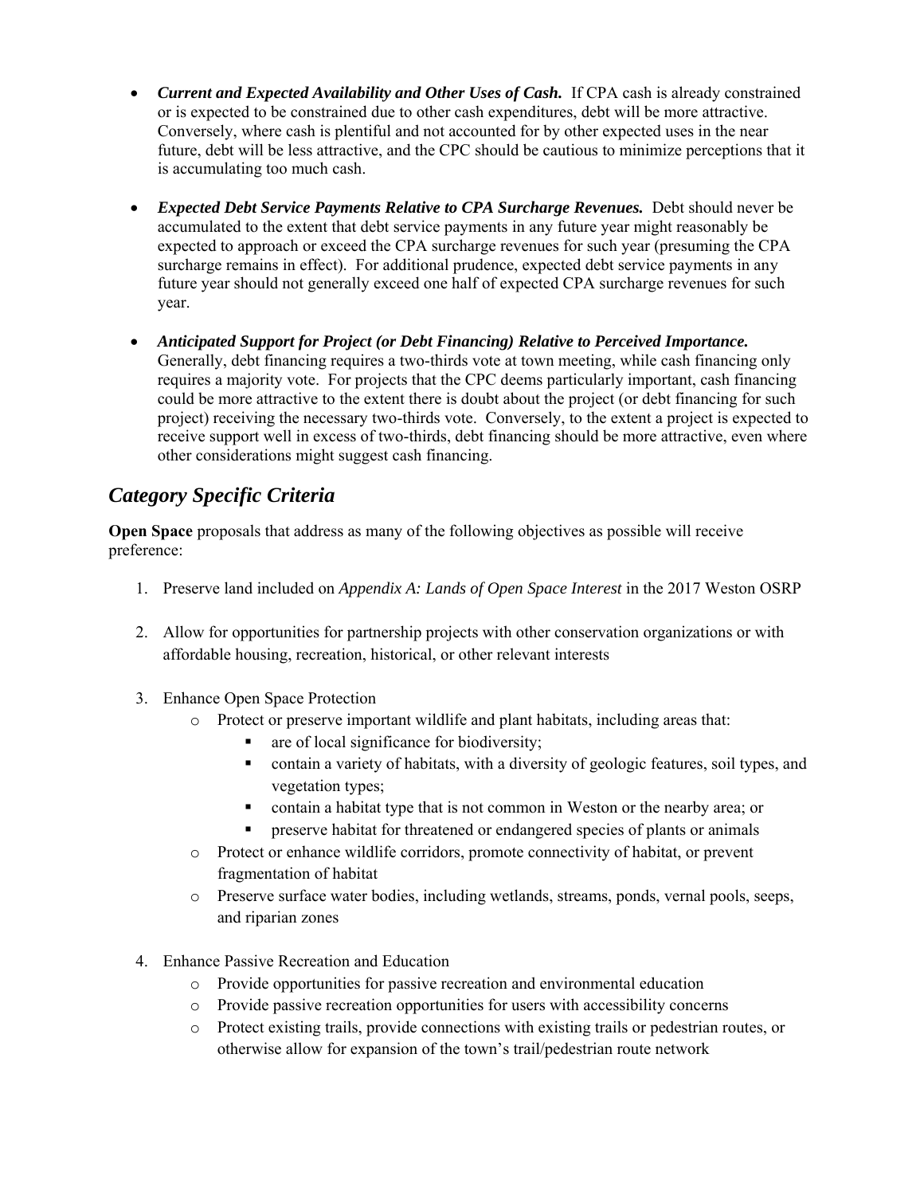- ***Current and Expected Availability and Other Uses of Cash.*** If CPA cash is already constrained or is expected to be constrained due to other cash expenditures, debt will be more attractive. Conversely, where cash is plentiful and not accounted for by other expected uses in the near future, debt will be less attractive, and the CPC should be cautious to minimize perceptions that it is accumulating too much cash.

- ***Expected Debt Service Payments Relative to CPA Surcharge Revenues.*** Debt should never be accumulated to the extent that debt service payments in any future year might reasonably be expected to approach or exceed the CPA surcharge revenues for such year (presuming the CPA surcharge remains in effect). For additional prudence, expected debt service payments in any future year should not generally exceed one half of expected CPA surcharge revenues for such year.

- ***Anticipated Support for Project (or Debt Financing) Relative to Perceived Importance.*** Generally, debt financing requires a two-thirds vote at town meeting, while cash financing only requires a majority vote. For projects that the CPC deems particularly important, cash financing could be more attractive to the extent there is doubt about the project (or debt financing for such project) receiving the necessary two-thirds vote. Conversely, to the extent a project is expected to receive support well in excess of two-thirds, debt financing should be more attractive, even where other considerations might suggest cash financing.

## *Category Specific Criteria*

**Open Space** proposals that address as many of the following objectives as possible will receive preference:

1. Preserve land included on *Appendix A: Lands of Open Space Interest* in the 2017 Weston OSRP

2. Allow for opportunities for partnership projects with other conservation organizations or with affordable housing, recreation, historical, or other relevant interests

3. Enhance Open Space Protection
   - Protect or preserve important wildlife and plant habitats, including areas that:
     - are of local significance for biodiversity;
     - contain a variety of habitats, with a diversity of geologic features, soil types, and vegetation types;
     - contain a habitat type that is not common in Weston or the nearby area; or
     - preserve habitat for threatened or endangered species of plants or animals
   - Protect or enhance wildlife corridors, promote connectivity of habitat, or prevent fragmentation of habitat
   - Preserve surface water bodies, including wetlands, streams, ponds, vernal pools, seeps, and riparian zones

4. Enhance Passive Recreation and Education
   - Provide opportunities for passive recreation and environmental education
   - Provide passive recreation opportunities for users with accessibility concerns
   - Protect existing trails, provide connections with existing trails or pedestrian routes, or otherwise allow for expansion of the town's trail/pedestrian route network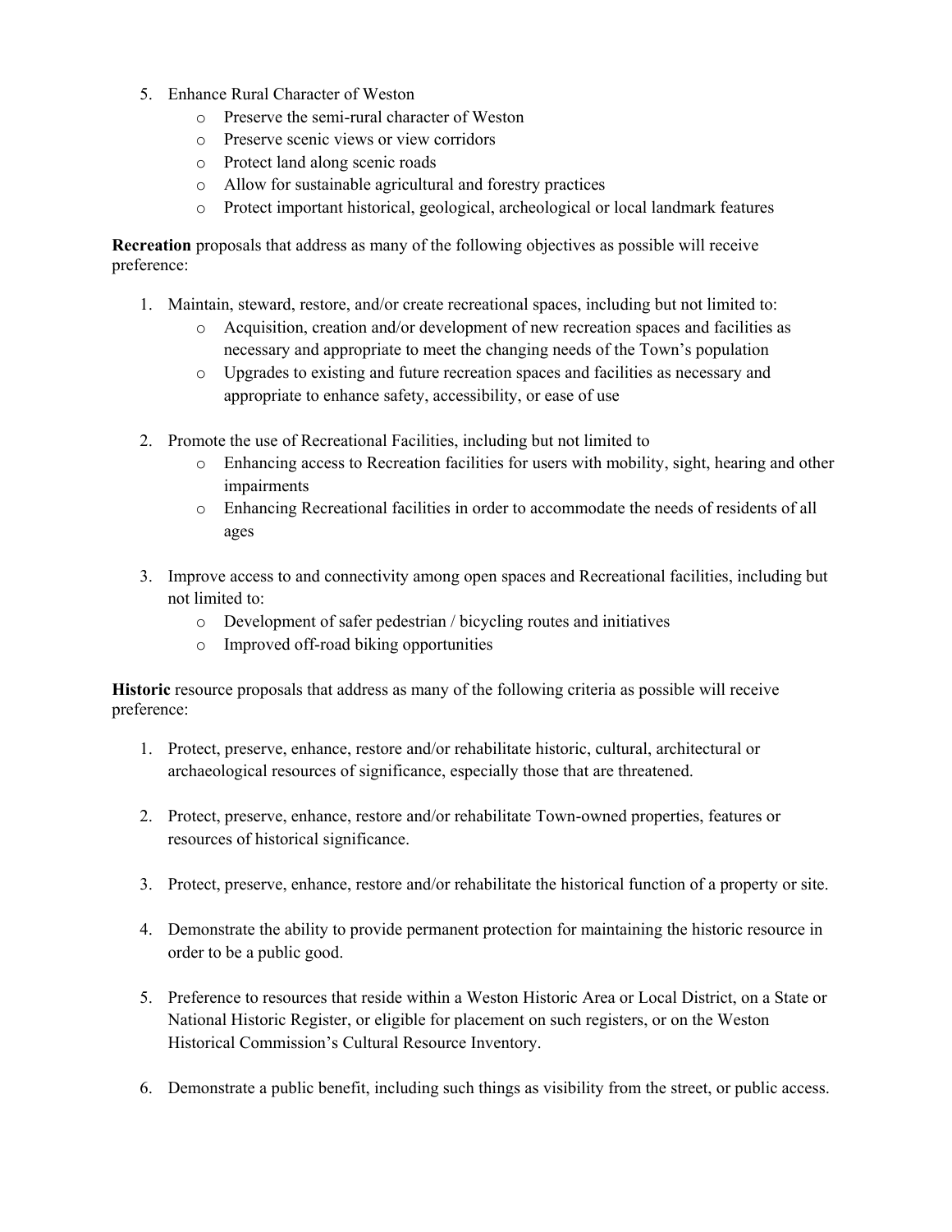5. Enhance Rural Character of Weston
    - Preserve the semi-rural character of Weston
    - Preserve scenic views or view corridors
    - Protect land along scenic roads
    - Allow for sustainable agricultural and forestry practices
    - Protect important historical, geological, archeological or local landmark features

**Recreation** proposals that address as many of the following objectives as possible will receive preference:

1. Maintain, steward, restore, and/or create recreational spaces, including but not limited to:
    - Acquisition, creation and/or development of new recreation spaces and facilities as necessary and appropriate to meet the changing needs of the Town's population
    - Upgrades to existing and future recreation spaces and facilities as necessary and appropriate to enhance safety, accessibility, or ease of use

2. Promote the use of Recreational Facilities, including but not limited to
    - Enhancing access to Recreation facilities for users with mobility, sight, hearing and other impairments
    - Enhancing Recreational facilities in order to accommodate the needs of residents of all ages

3. Improve access to and connectivity among open spaces and Recreational facilities, including but not limited to:
    - Development of safer pedestrian / bicycling routes and initiatives
    - Improved off-road biking opportunities

**Historic** resource proposals that address as many of the following criteria as possible will receive preference:

1. Protect, preserve, enhance, restore and/or rehabilitate historic, cultural, architectural or archaeological resources of significance, especially those that are threatened.

2. Protect, preserve, enhance, restore and/or rehabilitate Town-owned properties, features or resources of historical significance.

3. Protect, preserve, enhance, restore and/or rehabilitate the historical function of a property or site.

4. Demonstrate the ability to provide permanent protection for maintaining the historic resource in order to be a public good.

5. Preference to resources that reside within a Weston Historic Area or Local District, on a State or National Historic Register, or eligible for placement on such registers, or on the Weston Historical Commission's Cultural Resource Inventory.

6. Demonstrate a public benefit, including such things as visibility from the street, or public access.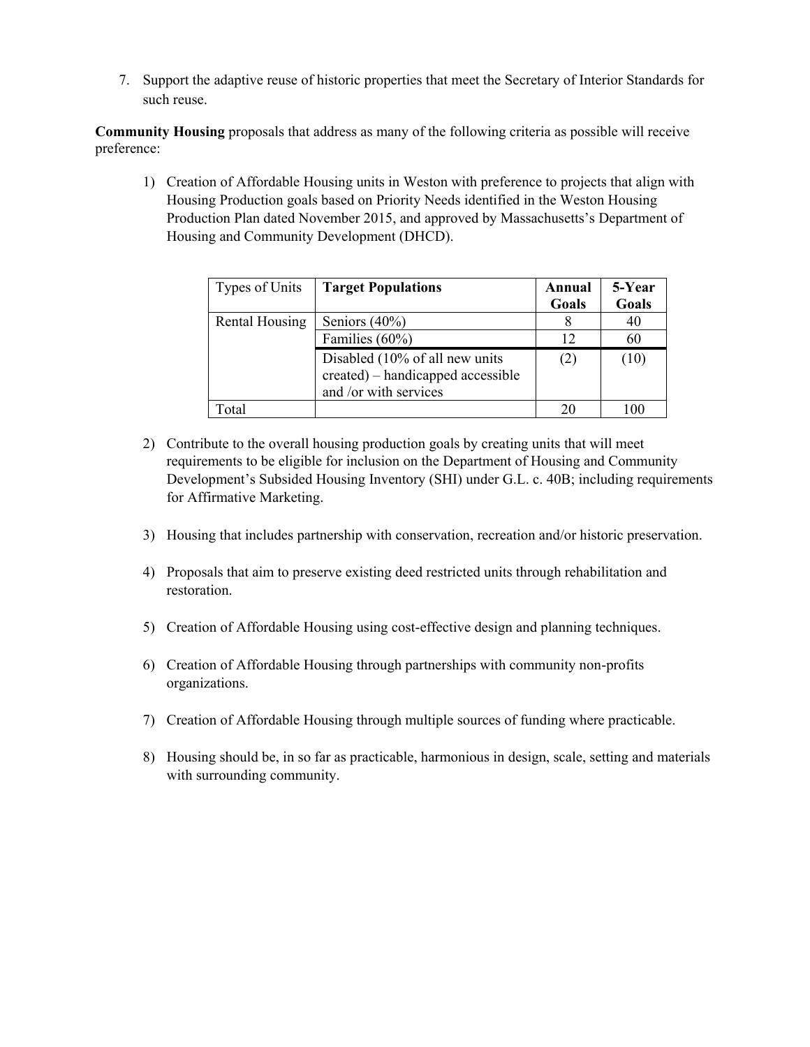7. Support the adaptive reuse of historic properties that meet the Secretary of Interior Standards for such reuse.

**Community Housing** proposals that address as many of the following criteria as possible will receive preference:

1) Creation of Affordable Housing units in Weston with preference to projects that align with Housing Production goals based on Priority Needs identified in the Weston Housing Production Plan dated November 2015, and approved by Massachusetts's Department of Housing and Community Development (DHCD).

| Types of Units | **Target Populations** | **Annual Goals** | **5-Year Goals** |
|---|---|---|---|
| Rental Housing | Seniors (40%) | 8 | 40 |
| | Families (60%) | 12 | 60 |
| | Disabled (10% of all new units created) – handicapped accessible and /or with services | (2) | (10) |
| Total | | 20 | 100 |

2) Contribute to the overall housing production goals by creating units that will meet requirements to be eligible for inclusion on the Department of Housing and Community Development's Subsided Housing Inventory (SHI) under G.L. c. 40B; including requirements for Affirmative Marketing.

3) Housing that includes partnership with conservation, recreation and/or historic preservation.

4) Proposals that aim to preserve existing deed restricted units through rehabilitation and restoration.

5) Creation of Affordable Housing using cost-effective design and planning techniques.

6) Creation of Affordable Housing through partnerships with community non-profits organizations.

7) Creation of Affordable Housing through multiple sources of funding where practicable.

8) Housing should be, in so far as practicable, harmonious in design, scale, setting and materials with surrounding community.